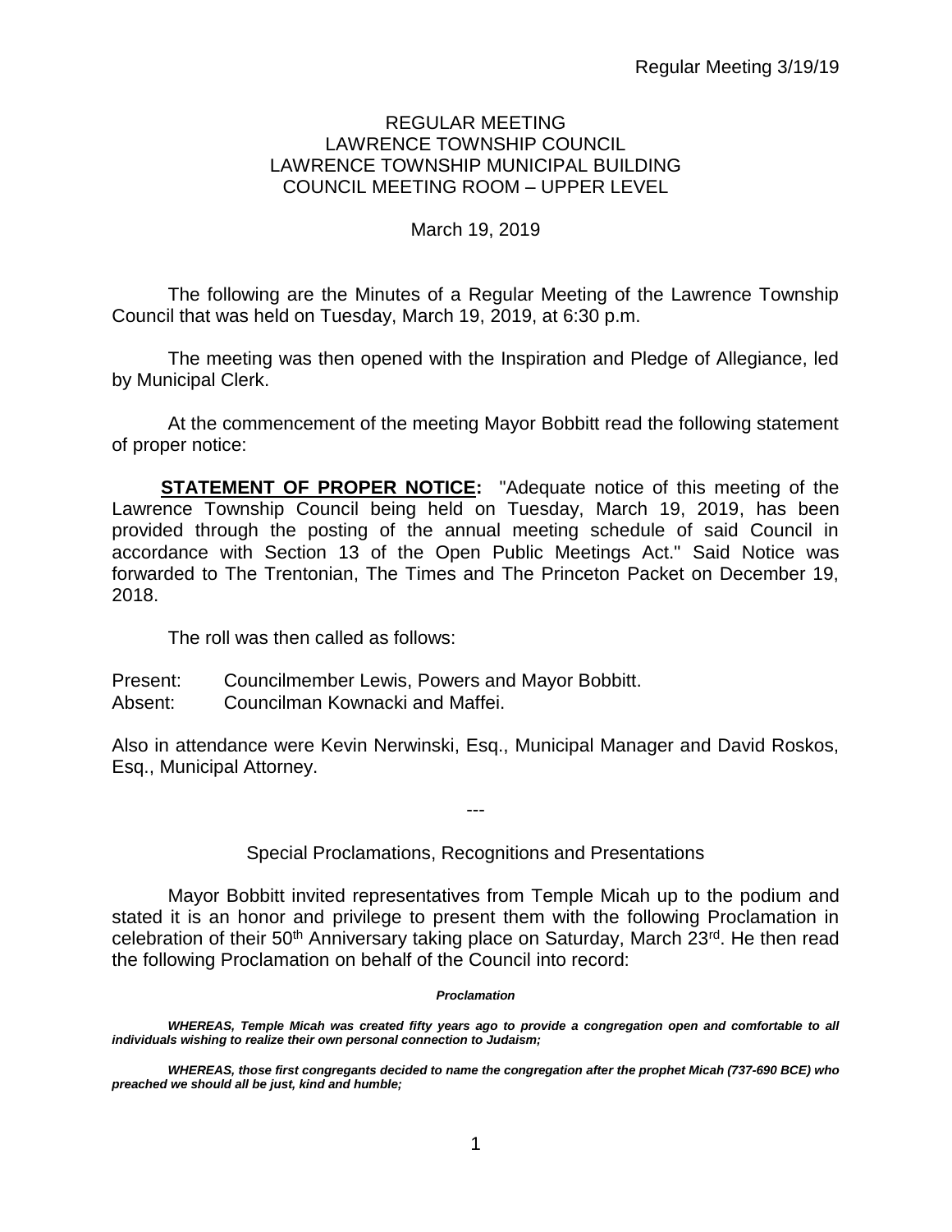REGULAR MEETING
LAWRENCE TOWNSHIP COUNCIL
LAWRENCE TOWNSHIP MUNICIPAL BUILDING
COUNCIL MEETING ROOM – UPPER LEVEL

March 19, 2019

The following are the Minutes of a Regular Meeting of the Lawrence Township Council that was held on Tuesday, March 19, 2019, at 6:30 p.m.

The meeting was then opened with the Inspiration and Pledge of Allegiance, led by Municipal Clerk.

At the commencement of the meeting Mayor Bobbitt read the following statement of proper notice:

**STATEMENT OF PROPER NOTICE:** "Adequate notice of this meeting of the Lawrence Township Council being held on Tuesday, March 19, 2019, has been provided through the posting of the annual meeting schedule of said Council in accordance with Section 13 of the Open Public Meetings Act." Said Notice was forwarded to The Trentonian, The Times and The Princeton Packet on December 19, 2018.

The roll was then called as follows:

Present: Councilmember Lewis, Powers and Mayor Bobbitt.
Absent: Councilman Kownacki and Maffei.

Also in attendance were Kevin Nerwinski, Esq., Municipal Manager and David Roskos, Esq., Municipal Attorney.

---

Special Proclamations, Recognitions and Presentations

Mayor Bobbitt invited representatives from Temple Micah up to the podium and stated it is an honor and privilege to present them with the following Proclamation in celebration of their 50th Anniversary taking place on Saturday, March 23rd. He then read the following Proclamation on behalf of the Council into record:

***Proclamation***

***WHEREAS, Temple Micah was created fifty years ago to provide a congregation open and comfortable to all individuals wishing to realize their own personal connection to Judaism;***

***WHEREAS, those first congregants decided to name the congregation after the prophet Micah (737-690 BCE) who preached we should all be just, kind and humble;***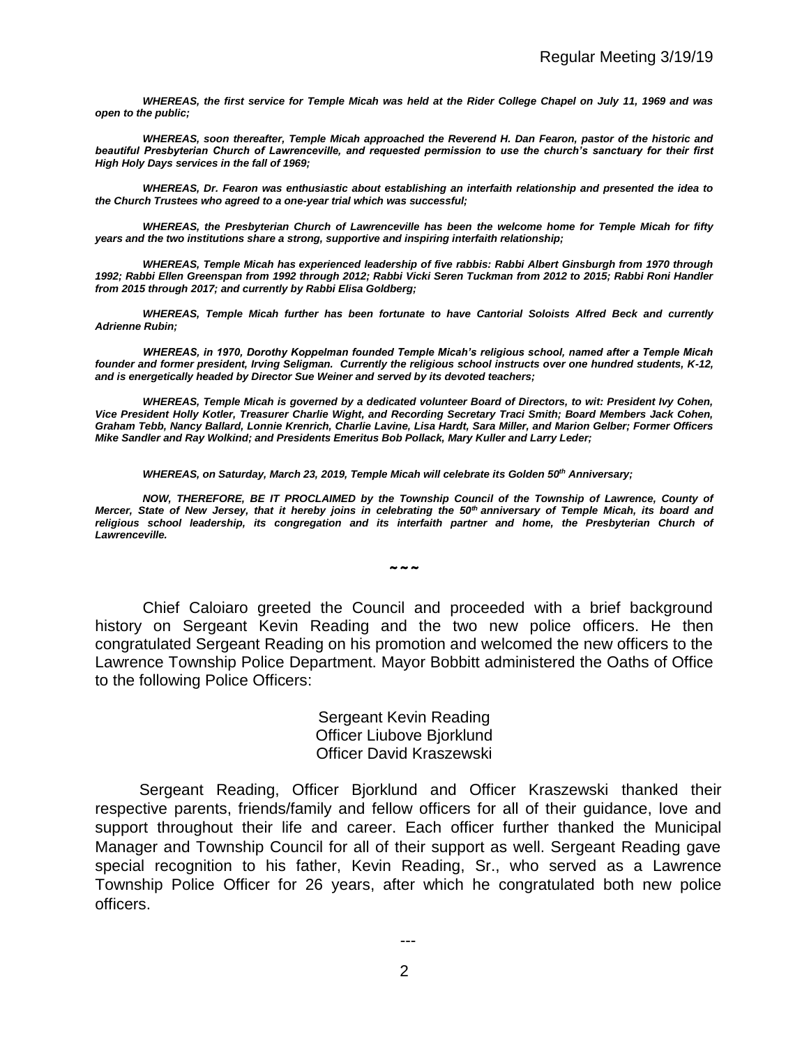***WHEREAS, the first service for Temple Micah was held at the Rider College Chapel on July 11, 1969 and was open to the public;***

***WHEREAS, soon thereafter, Temple Micah approached the Reverend H. Dan Fearon, pastor of the historic and beautiful Presbyterian Church of Lawrenceville, and requested permission to use the church's sanctuary for their first High Holy Days services in the fall of 1969;***

***WHEREAS, Dr. Fearon was enthusiastic about establishing an interfaith relationship and presented the idea to the Church Trustees who agreed to a one-year trial which was successful;***

***WHEREAS, the Presbyterian Church of Lawrenceville has been the welcome home for Temple Micah for fifty years and the two institutions share a strong, supportive and inspiring interfaith relationship;***

***WHEREAS, Temple Micah has experienced leadership of five rabbis: Rabbi Albert Ginsburgh from 1970 through 1992; Rabbi Ellen Greenspan from 1992 through 2012; Rabbi Vicki Seren Tuckman from 2012 to 2015; Rabbi Roni Handler from 2015 through 2017; and currently by Rabbi Elisa Goldberg;***

***WHEREAS, Temple Micah further has been fortunate to have Cantorial Soloists Alfred Beck and currently Adrienne Rubin;***

***WHEREAS, in 1970, Dorothy Koppelman founded Temple Micah's religious school, named after a Temple Micah founder and former president, Irving Seligman. Currently the religious school instructs over one hundred students, K-12, and is energetically headed by Director Sue Weiner and served by its devoted teachers;***

***WHEREAS, Temple Micah is governed by a dedicated volunteer Board of Directors, to wit: President Ivy Cohen, Vice President Holly Kotler, Treasurer Charlie Wight, and Recording Secretary Traci Smith; Board Members Jack Cohen, Graham Tebb, Nancy Ballard, Lonnie Krenrich, Charlie Lavine, Lisa Hardt, Sara Miller, and Marion Gelber; Former Officers Mike Sandler and Ray Wolkind; and Presidents Emeritus Bob Pollack, Mary Kuller and Larry Leder;***

***WHEREAS, on Saturday, March 23, 2019, Temple Micah will celebrate its Golden 50th Anniversary;***

***NOW, THEREFORE, BE IT PROCLAIMED by the Township Council of the Township of Lawrence, County of Mercer, State of New Jersey, that it hereby joins in celebrating the 50th anniversary of Temple Micah, its board and religious school leadership, its congregation and its interfaith partner and home, the Presbyterian Church of Lawrenceville.***

~~~

Chief Caloiaro greeted the Council and proceeded with a brief background history on Sergeant Kevin Reading and the two new police officers. He then congratulated Sergeant Reading on his promotion and welcomed the new officers to the Lawrence Township Police Department. Mayor Bobbitt administered the Oaths of Office to the following Police Officers:

Sergeant Kevin Reading
Officer Liubove Bjorklund
Officer David Kraszewski

Sergeant Reading, Officer Bjorklund and Officer Kraszewski thanked their respective parents, friends/family and fellow officers for all of their guidance, love and support throughout their life and career. Each officer further thanked the Municipal Manager and Township Council for all of their support as well. Sergeant Reading gave special recognition to his father, Kevin Reading, Sr., who served as a Lawrence Township Police Officer for 26 years, after which he congratulated both new police officers.

---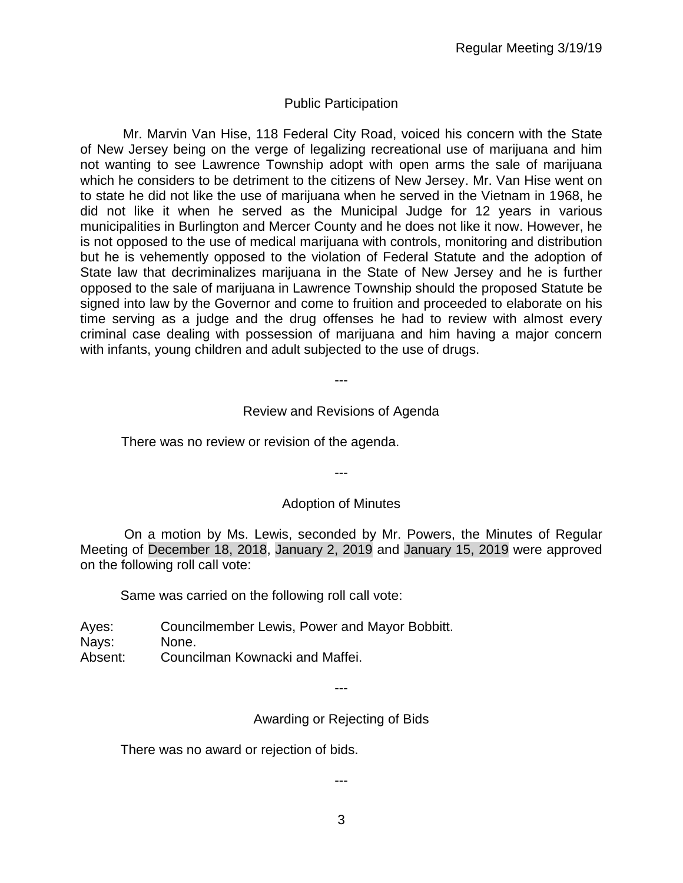## Public Participation

Mr. Marvin Van Hise, 118 Federal City Road, voiced his concern with the State of New Jersey being on the verge of legalizing recreational use of marijuana and him not wanting to see Lawrence Township adopt with open arms the sale of marijuana which he considers to be detriment to the citizens of New Jersey. Mr. Van Hise went on to state he did not like the use of marijuana when he served in the Vietnam in 1968, he did not like it when he served as the Municipal Judge for 12 years in various municipalities in Burlington and Mercer County and he does not like it now. However, he is not opposed to the use of medical marijuana with controls, monitoring and distribution but he is vehemently opposed to the violation of Federal Statute and the adoption of State law that decriminalizes marijuana in the State of New Jersey and he is further opposed to the sale of marijuana in Lawrence Township should the proposed Statute be signed into law by the Governor and come to fruition and proceeded to elaborate on his time serving as a judge and the drug offenses he had to review with almost every criminal case dealing with possession of marijuana and him having a major concern with infants, young children and adult subjected to the use of drugs.

---

## Review and Revisions of Agenda

There was no review or revision of the agenda.

---

## Adoption of Minutes

On a motion by Ms. Lewis, seconded by Mr. Powers, the Minutes of Regular Meeting of December 18, 2018, January 2, 2019 and January 15, 2019 were approved on the following roll call vote:

Same was carried on the following roll call vote:

Ayes: Councilmember Lewis, Power and Mayor Bobbitt.
Nays: None.
Absent: Councilman Kownacki and Maffei.

---

## Awarding or Rejecting of Bids

There was no award or rejection of bids.

---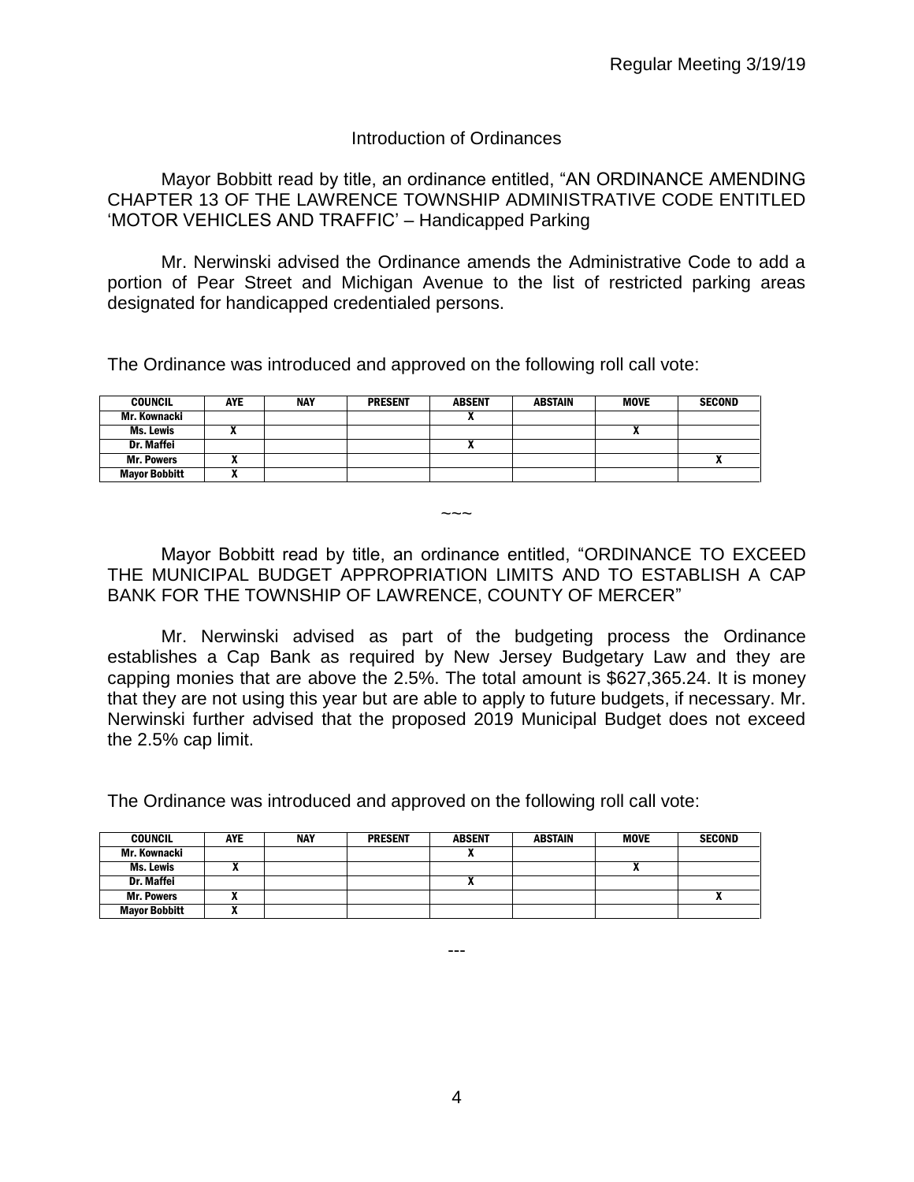## Introduction of Ordinances

Mayor Bobbitt read by title, an ordinance entitled, "AN ORDINANCE AMENDING CHAPTER 13 OF THE LAWRENCE TOWNSHIP ADMINISTRATIVE CODE ENTITLED 'MOTOR VEHICLES AND TRAFFIC' – Handicapped Parking

Mr. Nerwinski advised the Ordinance amends the Administrative Code to add a portion of Pear Street and Michigan Avenue to the list of restricted parking areas designated for handicapped credentialed persons.

The Ordinance was introduced and approved on the following roll call vote:

| COUNCIL | AYE | NAY | PRESENT | ABSENT | ABSTAIN | MOVE | SECOND |
|---|---|---|---|---|---|---|---|
| Mr. Kownacki | | | | X | | | |
| Ms. Lewis | X | | | | | X | |
| Dr. Maffei | | | | X | | | |
| Mr. Powers | X | | | | | | X |
| Mayor Bobbitt | X | | | | | | |

~~~

Mayor Bobbitt read by title, an ordinance entitled, "ORDINANCE TO EXCEED THE MUNICIPAL BUDGET APPROPRIATION LIMITS AND TO ESTABLISH A CAP BANK FOR THE TOWNSHIP OF LAWRENCE, COUNTY OF MERCER"

Mr. Nerwinski advised as part of the budgeting process the Ordinance establishes a Cap Bank as required by New Jersey Budgetary Law and they are capping monies that are above the 2.5%. The total amount is $627,365.24. It is money that they are not using this year but are able to apply to future budgets, if necessary. Mr. Nerwinski further advised that the proposed 2019 Municipal Budget does not exceed the 2.5% cap limit.

The Ordinance was introduced and approved on the following roll call vote:

| COUNCIL | AYE | NAY | PRESENT | ABSENT | ABSTAIN | MOVE | SECOND |
|---|---|---|---|---|---|---|---|
| Mr. Kownacki | | | | X | | | |
| Ms. Lewis | X | | | | | X | |
| Dr. Maffei | | | | X | | | |
| Mr. Powers | X | | | | | | X |
| Mayor Bobbitt | X | | | | | | |

---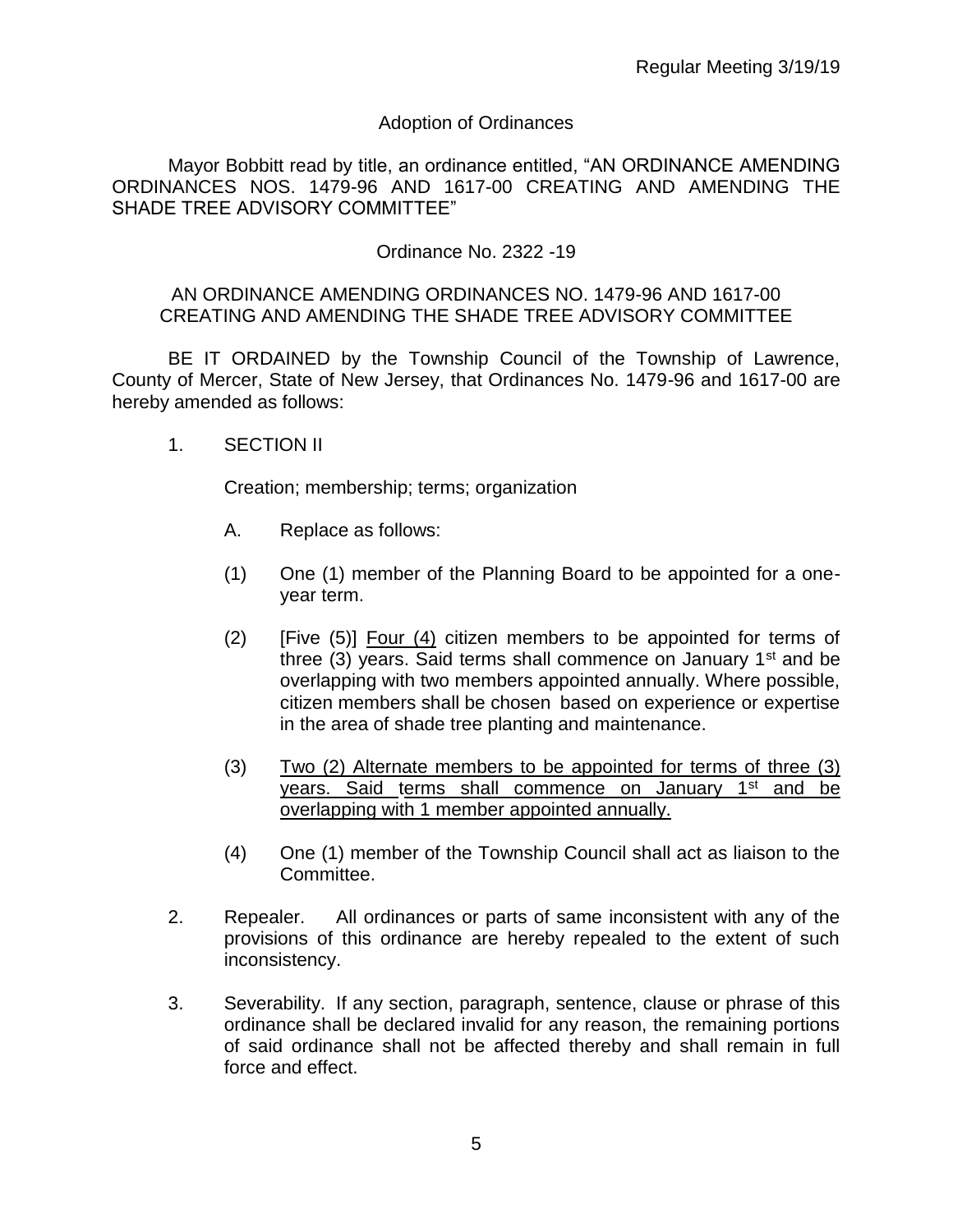## Adoption of Ordinances

Mayor Bobbitt read by title, an ordinance entitled, "AN ORDINANCE AMENDING ORDINANCES NOS. 1479-96 AND 1617-00 CREATING AND AMENDING THE SHADE TREE ADVISORY COMMITTEE"

Ordinance No. 2322 -19

AN ORDINANCE AMENDING ORDINANCES NO. 1479-96 AND 1617-00 CREATING AND AMENDING THE SHADE TREE ADVISORY COMMITTEE

BE IT ORDAINED by the Township Council of the Township of Lawrence, County of Mercer, State of New Jersey, that Ordinances No. 1479-96 and 1617-00 are hereby amended as follows:

1. SECTION II

   Creation; membership; terms; organization

   A. Replace as follows:

   (1) One (1) member of the Planning Board to be appointed for a one-year term.

   (2) [Five (5)] <u>Four (4)</u> citizen members to be appointed for terms of three (3) years. Said terms shall commence on January 1st and be overlapping with two members appointed annually. Where possible, citizen members shall be chosen based on experience or expertise in the area of shade tree planting and maintenance.

   (3) <u>Two (2) Alternate members to be appointed for terms of three (3) years. Said terms shall commence on January 1st and be overlapping with 1 member appointed annually.</u>

   (4) One (1) member of the Township Council shall act as liaison to the Committee.

2. Repealer. All ordinances or parts of same inconsistent with any of the provisions of this ordinance are hereby repealed to the extent of such inconsistency.

3. Severability. If any section, paragraph, sentence, clause or phrase of this ordinance shall be declared invalid for any reason, the remaining portions of said ordinance shall not be affected thereby and shall remain in full force and effect.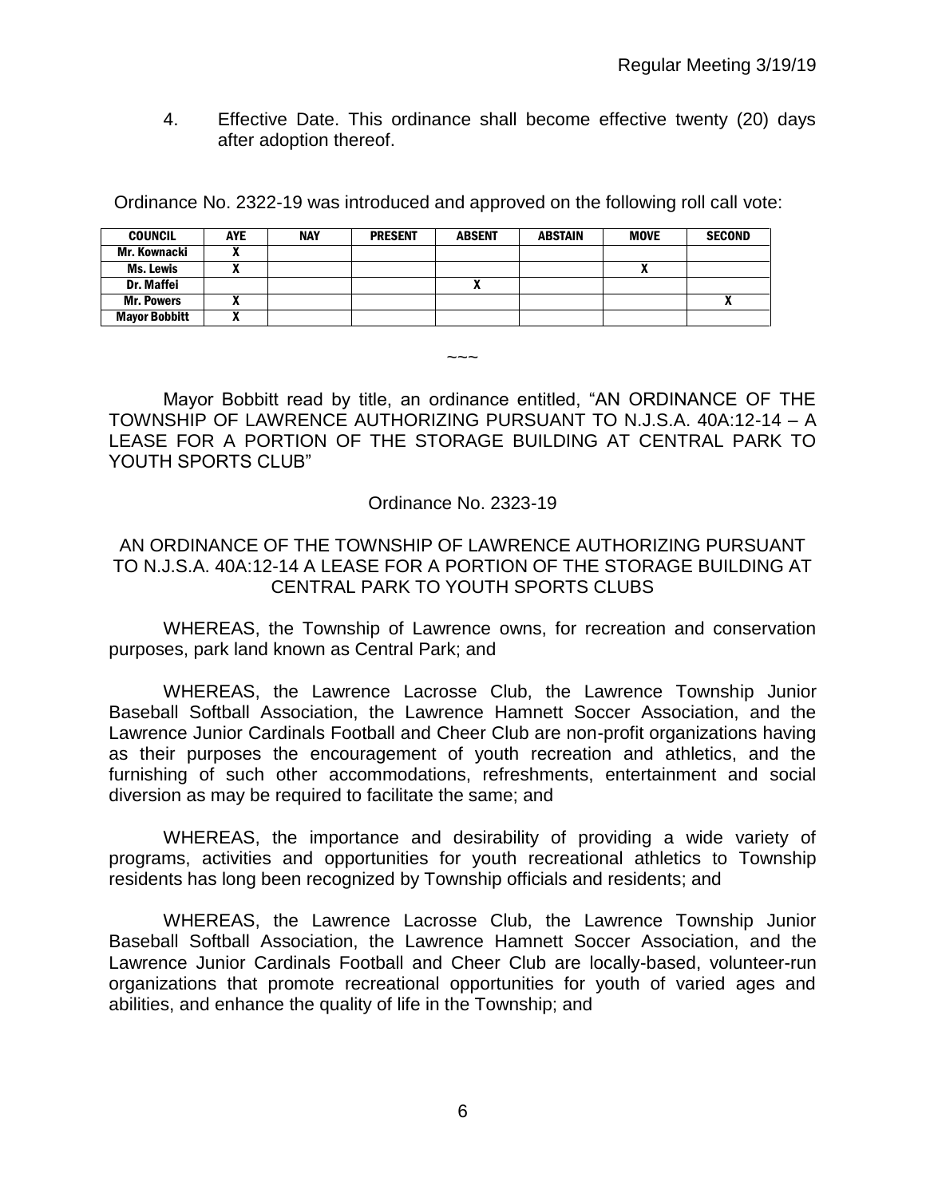4. Effective Date. This ordinance shall become effective twenty (20) days after adoption thereof.

Ordinance No. 2322-19 was introduced and approved on the following roll call vote:

| COUNCIL | AYE | NAY | PRESENT | ABSENT | ABSTAIN | MOVE | SECOND |
|---|---|---|---|---|---|---|---|
| Mr. Kownacki | X | | | | | | |
| Ms. Lewis | X | | | | | X | |
| Dr. Maffei | | | | X | | | |
| Mr. Powers | X | | | | | | X |
| Mayor Bobbitt | X | | | | | | |

~~~

Mayor Bobbitt read by title, an ordinance entitled, "AN ORDINANCE OF THE TOWNSHIP OF LAWRENCE AUTHORIZING PURSUANT TO N.J.S.A. 40A:12-14 – A LEASE FOR A PORTION OF THE STORAGE BUILDING AT CENTRAL PARK TO YOUTH SPORTS CLUB"

Ordinance No. 2323-19

AN ORDINANCE OF THE TOWNSHIP OF LAWRENCE AUTHORIZING PURSUANT TO N.J.S.A. 40A:12-14 A LEASE FOR A PORTION OF THE STORAGE BUILDING AT CENTRAL PARK TO YOUTH SPORTS CLUBS

WHEREAS, the Township of Lawrence owns, for recreation and conservation purposes, park land known as Central Park; and

WHEREAS, the Lawrence Lacrosse Club, the Lawrence Township Junior Baseball Softball Association, the Lawrence Hamnett Soccer Association, and the Lawrence Junior Cardinals Football and Cheer Club are non-profit organizations having as their purposes the encouragement of youth recreation and athletics, and the furnishing of such other accommodations, refreshments, entertainment and social diversion as may be required to facilitate the same; and

WHEREAS, the importance and desirability of providing a wide variety of programs, activities and opportunities for youth recreational athletics to Township residents has long been recognized by Township officials and residents; and

WHEREAS, the Lawrence Lacrosse Club, the Lawrence Township Junior Baseball Softball Association, the Lawrence Hamnett Soccer Association, and the Lawrence Junior Cardinals Football and Cheer Club are locally-based, volunteer-run organizations that promote recreational opportunities for youth of varied ages and abilities, and enhance the quality of life in the Township; and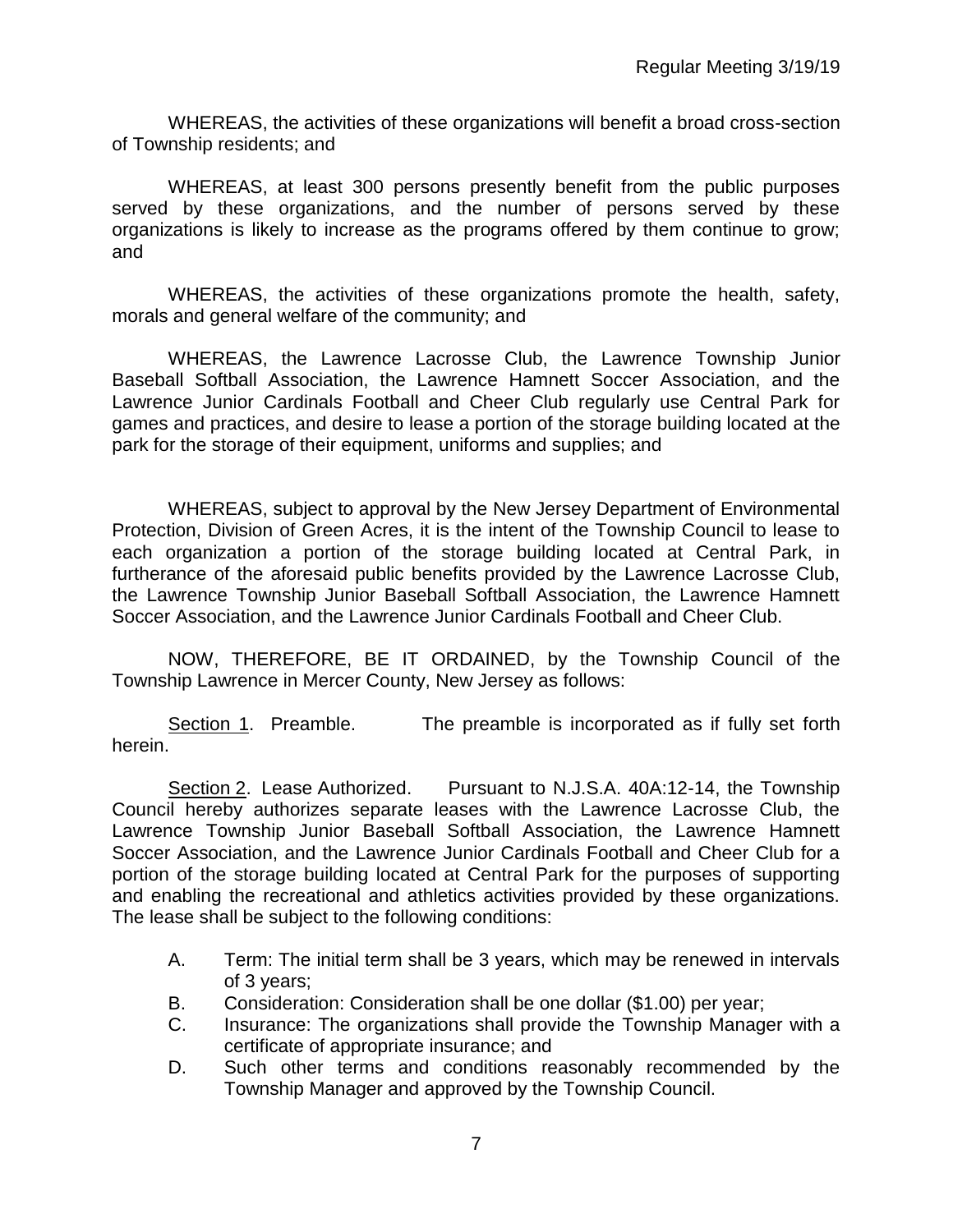WHEREAS, the activities of these organizations will benefit a broad cross-section of Township residents; and

WHEREAS, at least 300 persons presently benefit from the public purposes served by these organizations, and the number of persons served by these organizations is likely to increase as the programs offered by them continue to grow; and

WHEREAS, the activities of these organizations promote the health, safety, morals and general welfare of the community; and

WHEREAS, the Lawrence Lacrosse Club, the Lawrence Township Junior Baseball Softball Association, the Lawrence Hamnett Soccer Association, and the Lawrence Junior Cardinals Football and Cheer Club regularly use Central Park for games and practices, and desire to lease a portion of the storage building located at the park for the storage of their equipment, uniforms and supplies; and

WHEREAS, subject to approval by the New Jersey Department of Environmental Protection, Division of Green Acres, it is the intent of the Township Council to lease to each organization a portion of the storage building located at Central Park, in furtherance of the aforesaid public benefits provided by the Lawrence Lacrosse Club, the Lawrence Township Junior Baseball Softball Association, the Lawrence Hamnett Soccer Association, and the Lawrence Junior Cardinals Football and Cheer Club.

NOW, THEREFORE, BE IT ORDAINED, by the Township Council of the Township Lawrence in Mercer County, New Jersey as follows:

Section 1. Preamble. The preamble is incorporated as if fully set forth herein.

Section 2. Lease Authorized. Pursuant to N.J.S.A. 40A:12-14, the Township Council hereby authorizes separate leases with the Lawrence Lacrosse Club, the Lawrence Township Junior Baseball Softball Association, the Lawrence Hamnett Soccer Association, and the Lawrence Junior Cardinals Football and Cheer Club for a portion of the storage building located at Central Park for the purposes of supporting and enabling the recreational and athletics activities provided by these organizations. The lease shall be subject to the following conditions:

A. Term: The initial term shall be 3 years, which may be renewed in intervals of 3 years;
B. Consideration: Consideration shall be one dollar ($1.00) per year;
C. Insurance: The organizations shall provide the Township Manager with a certificate of appropriate insurance; and
D. Such other terms and conditions reasonably recommended by the Township Manager and approved by the Township Council.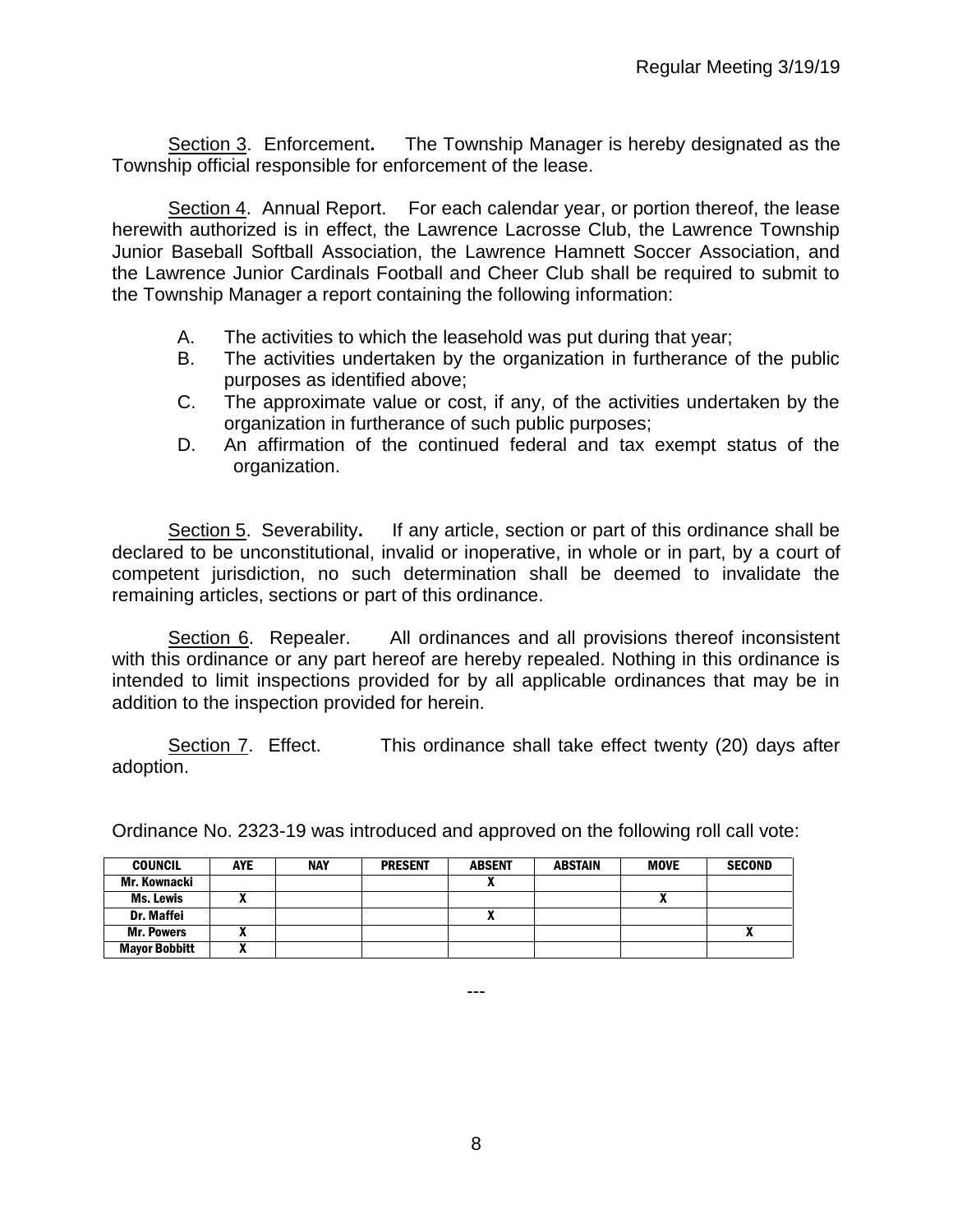Section 3. Enforcement. The Township Manager is hereby designated as the Township official responsible for enforcement of the lease.

Section 4. Annual Report. For each calendar year, or portion thereof, the lease herewith authorized is in effect, the Lawrence Lacrosse Club, the Lawrence Township Junior Baseball Softball Association, the Lawrence Hamnett Soccer Association, and the Lawrence Junior Cardinals Football and Cheer Club shall be required to submit to the Township Manager a report containing the following information:

A. The activities to which the leasehold was put during that year;
B. The activities undertaken by the organization in furtherance of the public purposes as identified above;
C. The approximate value or cost, if any, of the activities undertaken by the organization in furtherance of such public purposes;
D. An affirmation of the continued federal and tax exempt status of the organization.

Section 5. Severability. If any article, section or part of this ordinance shall be declared to be unconstitutional, invalid or inoperative, in whole or in part, by a court of competent jurisdiction, no such determination shall be deemed to invalidate the remaining articles, sections or part of this ordinance.

Section 6. Repealer. All ordinances and all provisions thereof inconsistent with this ordinance or any part hereof are hereby repealed. Nothing in this ordinance is intended to limit inspections provided for by all applicable ordinances that may be in addition to the inspection provided for herein.

Section 7. Effect. This ordinance shall take effect twenty (20) days after adoption.

Ordinance No. 2323-19 was introduced and approved on the following roll call vote:

| COUNCIL | AYE | NAY | PRESENT | ABSENT | ABSTAIN | MOVE | SECOND |
|---|---|---|---|---|---|---|---|
| Mr. Kownacki | | | | X | | | |
| Ms. Lewis | X | | | | | X | |
| Dr. Maffei | | | | X | | | |
| Mr. Powers | X | | | | | | X |
| Mayor Bobbitt | X | | | | | | |

---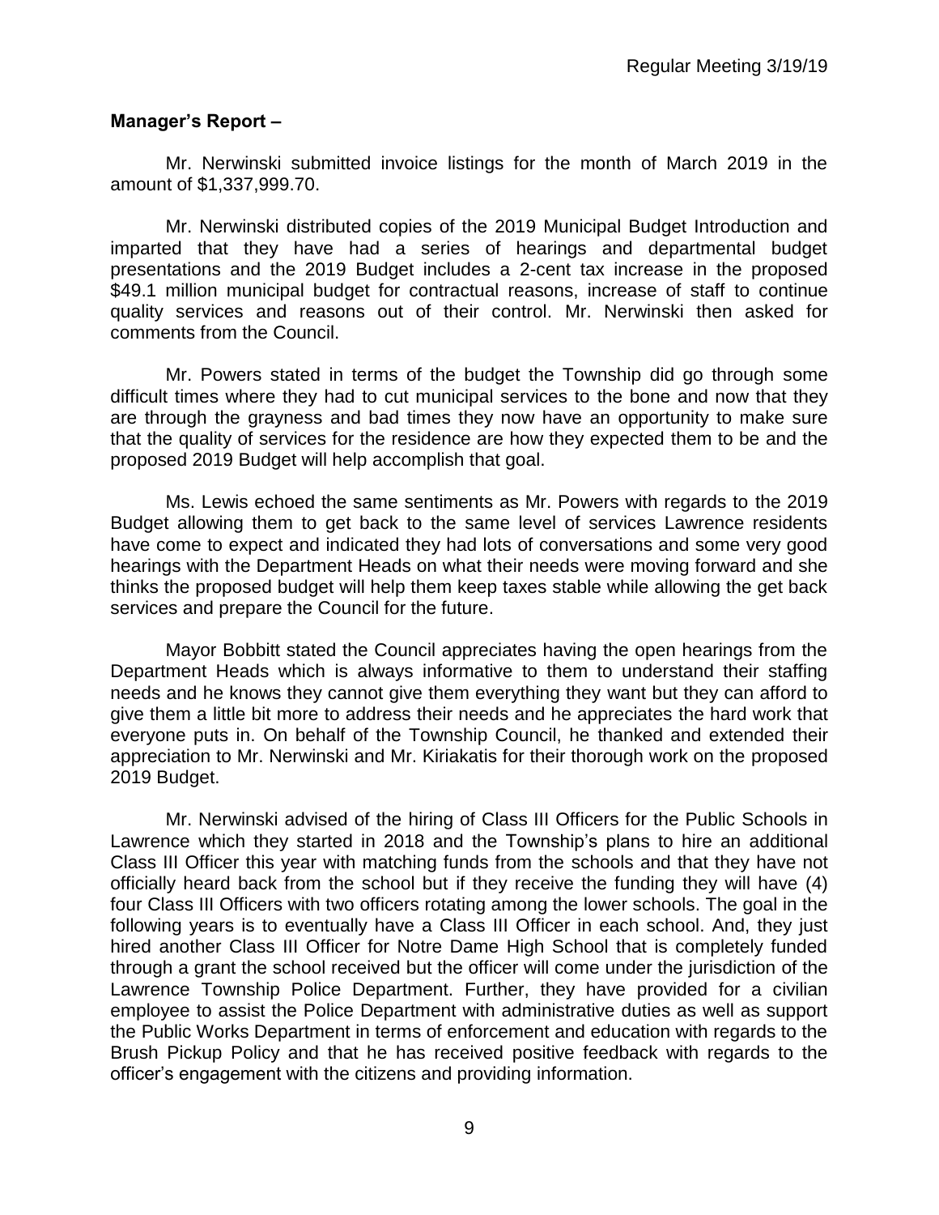**Manager's Report –**

Mr. Nerwinski submitted invoice listings for the month of March 2019 in the amount of $1,337,999.70.

Mr. Nerwinski distributed copies of the 2019 Municipal Budget Introduction and imparted that they have had a series of hearings and departmental budget presentations and the 2019 Budget includes a 2-cent tax increase in the proposed $49.1 million municipal budget for contractual reasons, increase of staff to continue quality services and reasons out of their control. Mr. Nerwinski then asked for comments from the Council.

Mr. Powers stated in terms of the budget the Township did go through some difficult times where they had to cut municipal services to the bone and now that they are through the grayness and bad times they now have an opportunity to make sure that the quality of services for the residence are how they expected them to be and the proposed 2019 Budget will help accomplish that goal.

Ms. Lewis echoed the same sentiments as Mr. Powers with regards to the 2019 Budget allowing them to get back to the same level of services Lawrence residents have come to expect and indicated they had lots of conversations and some very good hearings with the Department Heads on what their needs were moving forward and she thinks the proposed budget will help them keep taxes stable while allowing the get back services and prepare the Council for the future.

Mayor Bobbitt stated the Council appreciates having the open hearings from the Department Heads which is always informative to them to understand their staffing needs and he knows they cannot give them everything they want but they can afford to give them a little bit more to address their needs and he appreciates the hard work that everyone puts in. On behalf of the Township Council, he thanked and extended their appreciation to Mr. Nerwinski and Mr. Kiriakatis for their thorough work on the proposed 2019 Budget.

Mr. Nerwinski advised of the hiring of Class III Officers for the Public Schools in Lawrence which they started in 2018 and the Township's plans to hire an additional Class III Officer this year with matching funds from the schools and that they have not officially heard back from the school but if they receive the funding they will have (4) four Class III Officers with two officers rotating among the lower schools. The goal in the following years is to eventually have a Class III Officer in each school. And, they just hired another Class III Officer for Notre Dame High School that is completely funded through a grant the school received but the officer will come under the jurisdiction of the Lawrence Township Police Department. Further, they have provided for a civilian employee to assist the Police Department with administrative duties as well as support the Public Works Department in terms of enforcement and education with regards to the Brush Pickup Policy and that he has received positive feedback with regards to the officer's engagement with the citizens and providing information.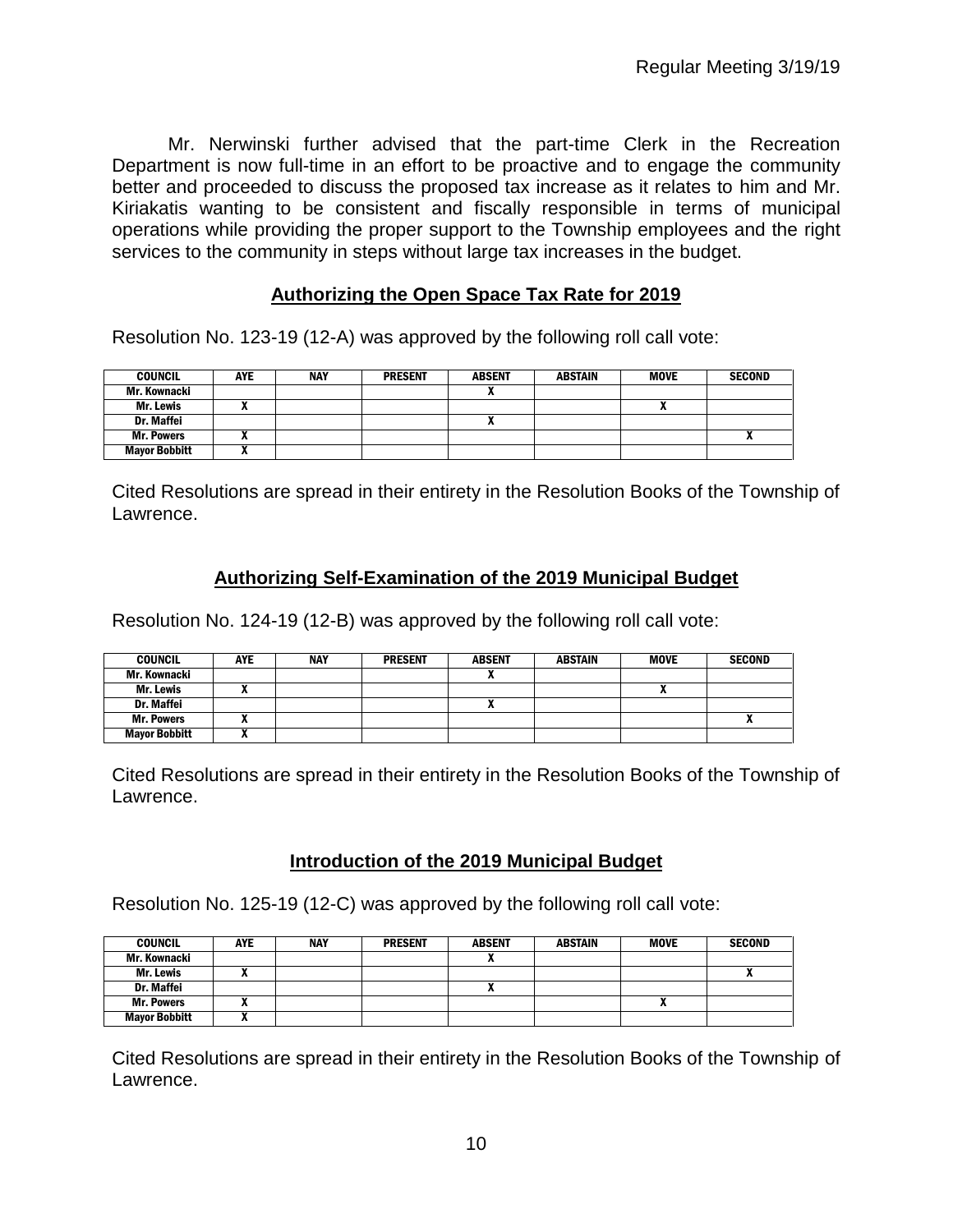Mr. Nerwinski further advised that the part-time Clerk in the Recreation Department is now full-time in an effort to be proactive and to engage the community better and proceeded to discuss the proposed tax increase as it relates to him and Mr. Kiriakatis wanting to be consistent and fiscally responsible in terms of municipal operations while providing the proper support to the Township employees and the right services to the community in steps without large tax increases in the budget.

## Authorizing the Open Space Tax Rate for 2019

Resolution No. 123-19 (12-A) was approved by the following roll call vote:

| COUNCIL | AYE | NAY | PRESENT | ABSENT | ABSTAIN | MOVE | SECOND |
|---|---|---|---|---|---|---|---|
| Mr. Kownacki | | | | X | | | |
| Mr. Lewis | X | | | | | X | |
| Dr. Maffei | | | | X | | | |
| Mr. Powers | X | | | | | | X |
| Mayor Bobbitt | X | | | | | | |

Cited Resolutions are spread in their entirety in the Resolution Books of the Township of Lawrence.

## Authorizing Self-Examination of the 2019 Municipal Budget

Resolution No. 124-19 (12-B) was approved by the following roll call vote:

| COUNCIL | AYE | NAY | PRESENT | ABSENT | ABSTAIN | MOVE | SECOND |
|---|---|---|---|---|---|---|---|
| Mr. Kownacki | | | | X | | | |
| Mr. Lewis | X | | | | | X | |
| Dr. Maffei | | | | X | | | |
| Mr. Powers | X | | | | | | X |
| Mayor Bobbitt | X | | | | | | |

Cited Resolutions are spread in their entirety in the Resolution Books of the Township of Lawrence.

## Introduction of the 2019 Municipal Budget

Resolution No. 125-19 (12-C) was approved by the following roll call vote:

| COUNCIL | AYE | NAY | PRESENT | ABSENT | ABSTAIN | MOVE | SECOND |
|---|---|---|---|---|---|---|---|
| Mr. Kownacki | | | | X | | | |
| Mr. Lewis | X | | | | | | X |
| Dr. Maffei | | | | X | | | |
| Mr. Powers | X | | | | | X | |
| Mayor Bobbitt | X | | | | | | |

Cited Resolutions are spread in their entirety in the Resolution Books of the Township of Lawrence.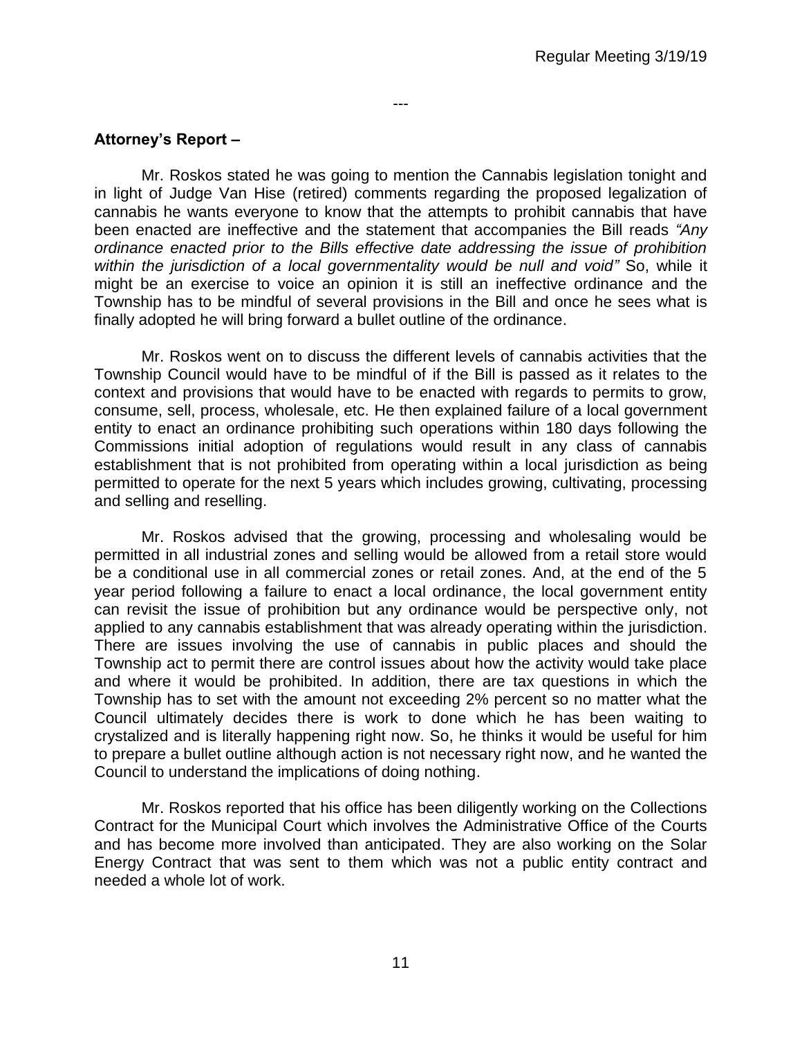---

**Attorney's Report –**

Mr. Roskos stated he was going to mention the Cannabis legislation tonight and in light of Judge Van Hise (retired) comments regarding the proposed legalization of cannabis he wants everyone to know that the attempts to prohibit cannabis that have been enacted are ineffective and the statement that accompanies the Bill reads *"Any ordinance enacted prior to the Bills effective date addressing the issue of prohibition within the jurisdiction of a local governmentality would be null and void"* So, while it might be an exercise to voice an opinion it is still an ineffective ordinance and the Township has to be mindful of several provisions in the Bill and once he sees what is finally adopted he will bring forward a bullet outline of the ordinance.

Mr. Roskos went on to discuss the different levels of cannabis activities that the Township Council would have to be mindful of if the Bill is passed as it relates to the context and provisions that would have to be enacted with regards to permits to grow, consume, sell, process, wholesale, etc. He then explained failure of a local government entity to enact an ordinance prohibiting such operations within 180 days following the Commissions initial adoption of regulations would result in any class of cannabis establishment that is not prohibited from operating within a local jurisdiction as being permitted to operate for the next 5 years which includes growing, cultivating, processing and selling and reselling.

Mr. Roskos advised that the growing, processing and wholesaling would be permitted in all industrial zones and selling would be allowed from a retail store would be a conditional use in all commercial zones or retail zones. And, at the end of the 5 year period following a failure to enact a local ordinance, the local government entity can revisit the issue of prohibition but any ordinance would be perspective only, not applied to any cannabis establishment that was already operating within the jurisdiction. There are issues involving the use of cannabis in public places and should the Township act to permit there are control issues about how the activity would take place and where it would be prohibited. In addition, there are tax questions in which the Township has to set with the amount not exceeding 2% percent so no matter what the Council ultimately decides there is work to done which he has been waiting to crystalized and is literally happening right now. So, he thinks it would be useful for him to prepare a bullet outline although action is not necessary right now, and he wanted the Council to understand the implications of doing nothing.

Mr. Roskos reported that his office has been diligently working on the Collections Contract for the Municipal Court which involves the Administrative Office of the Courts and has become more involved than anticipated. They are also working on the Solar Energy Contract that was sent to them which was not a public entity contract and needed a whole lot of work.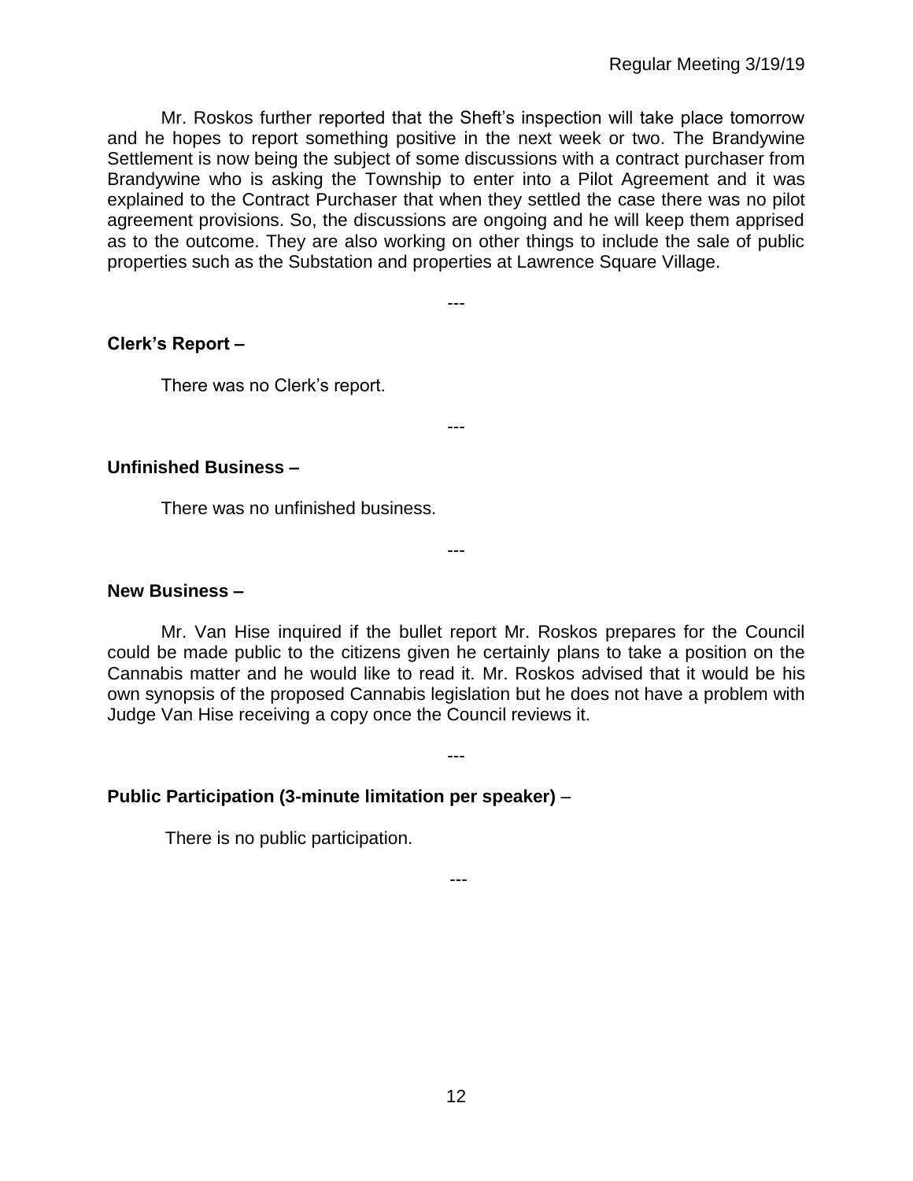Mr. Roskos further reported that the Sheft's inspection will take place tomorrow and he hopes to report something positive in the next week or two. The Brandywine Settlement is now being the subject of some discussions with a contract purchaser from Brandywine who is asking the Township to enter into a Pilot Agreement and it was explained to the Contract Purchaser that when they settled the case there was no pilot agreement provisions. So, the discussions are ongoing and he will keep them apprised as to the outcome. They are also working on other things to include the sale of public properties such as the Substation and properties at Lawrence Square Village.

---

**Clerk's Report –**

There was no Clerk's report.

---

**Unfinished Business –**

There was no unfinished business.

---

**New Business –**

Mr. Van Hise inquired if the bullet report Mr. Roskos prepares for the Council could be made public to the citizens given he certainly plans to take a position on the Cannabis matter and he would like to read it. Mr. Roskos advised that it would be his own synopsis of the proposed Cannabis legislation but he does not have a problem with Judge Van Hise receiving a copy once the Council reviews it.

---

**Public Participation (3-minute limitation per speaker)** –

There is no public participation.

---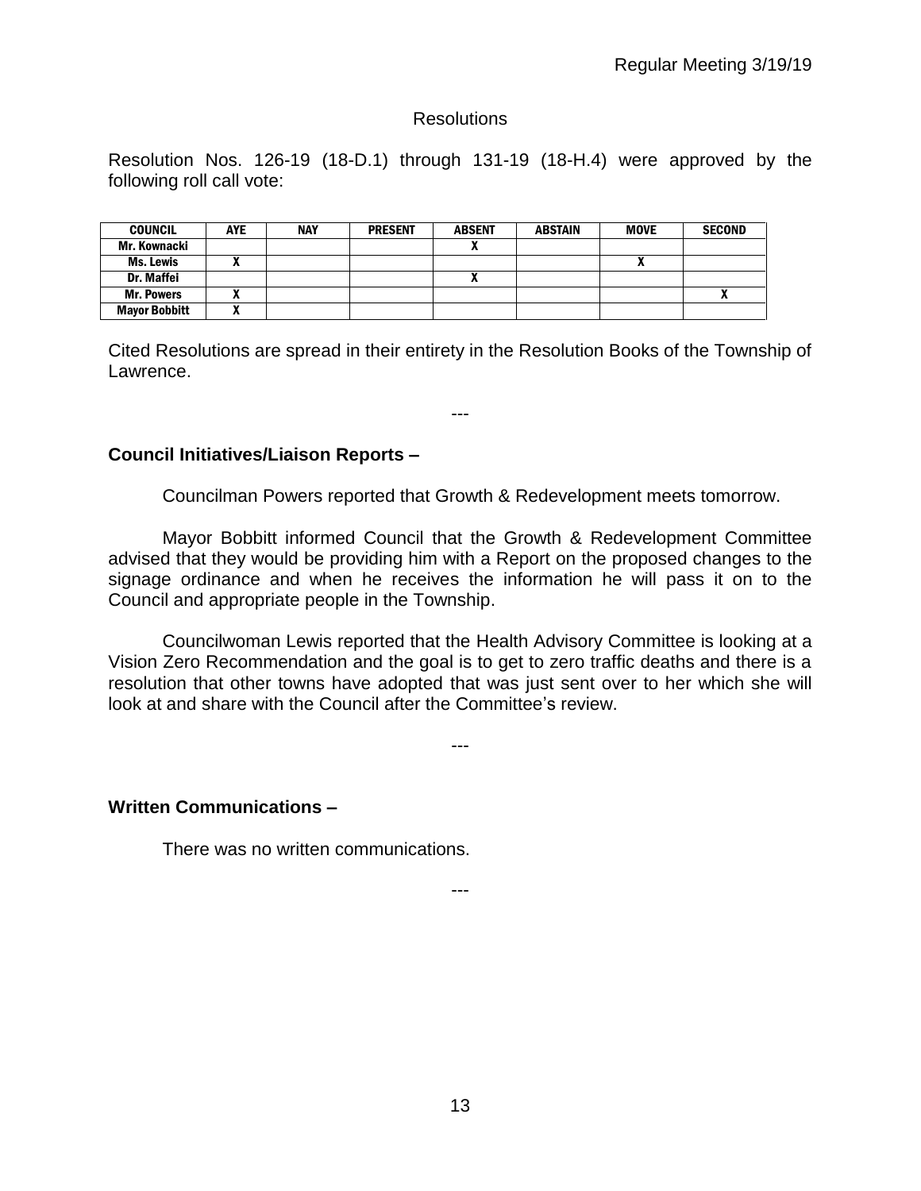### Resolutions

Resolution Nos. 126-19 (18-D.1) through 131-19 (18-H.4) were approved by the following roll call vote:

| COUNCIL | AYE | NAY | PRESENT | ABSENT | ABSTAIN | MOVE | SECOND |
|---|---|---|---|---|---|---|---|
| Mr. Kownacki | | | | X | | | |
| Ms. Lewis | X | | | | | X | |
| Dr. Maffei | | | | X | | | |
| Mr. Powers | X | | | | | | X |
| Mayor Bobbitt | X | | | | | | |

Cited Resolutions are spread in their entirety in the Resolution Books of the Township of Lawrence.

---

**Council Initiatives/Liaison Reports –**

Councilman Powers reported that Growth & Redevelopment meets tomorrow.

Mayor Bobbitt informed Council that the Growth & Redevelopment Committee advised that they would be providing him with a Report on the proposed changes to the signage ordinance and when he receives the information he will pass it on to the Council and appropriate people in the Township.

Councilwoman Lewis reported that the Health Advisory Committee is looking at a Vision Zero Recommendation and the goal is to get to zero traffic deaths and there is a resolution that other towns have adopted that was just sent over to her which she will look at and share with the Council after the Committee's review.

---

**Written Communications –**

There was no written communications.

---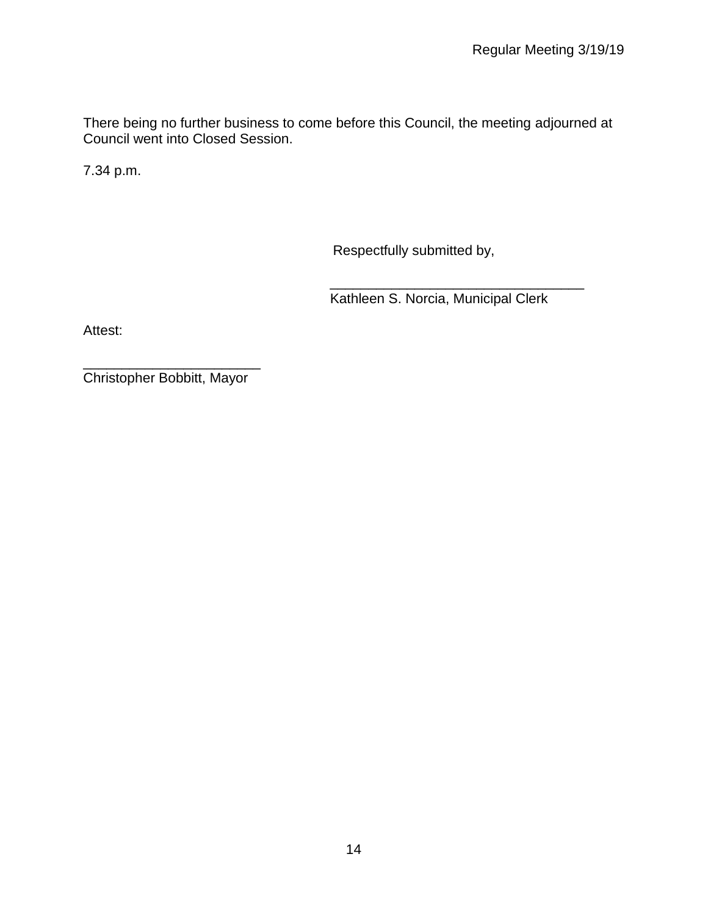There being no further business to come before this Council, the meeting adjourned at Council went into Closed Session.

7.34 p.m.

Respectfully submitted by,

_________________________________
Kathleen S. Norcia, Municipal Clerk

Attest:

_______________________
Christopher Bobbitt, Mayor